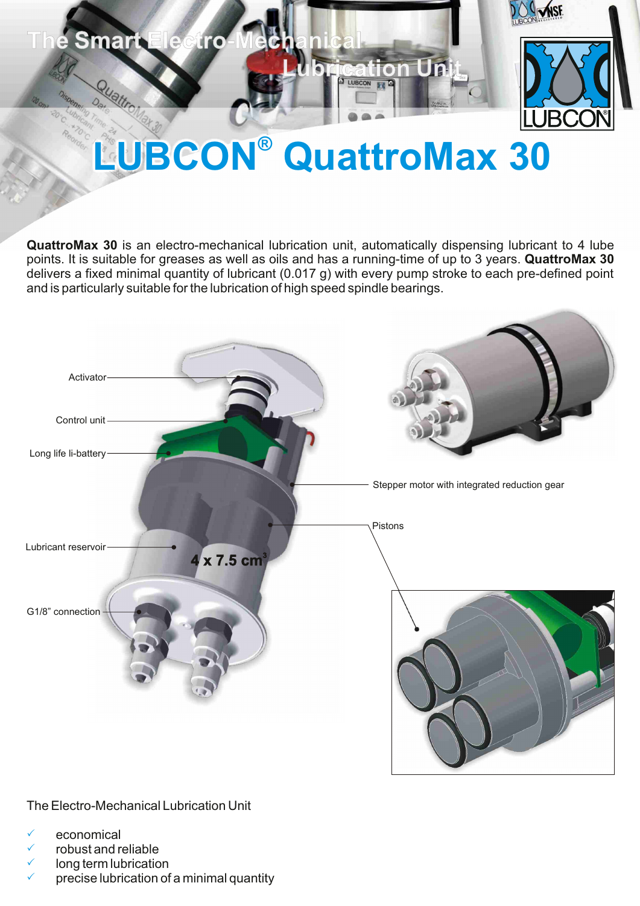The Smart Electro-Mechanical Lubrication Unit

# LUBCON® QuattroMax 30

**QuattroMax 30** is an electro-mechanical lubrication unit, automatically dispensing lubricant to 4 lube points. It is suitable for greases as well as oils and has a running-time of up to 3 years. **QuattroMax 30** delivers a fixed minimal quantity of lubricant (0.017 g) with every pump stroke to each pre-defined point and is particularly suitable for the lubrication of high speed spindle bearings.

Activator

Control unit

Long life li-battery

Stepper motor with integrated reduction gear

Pistons

Lubricant reservoir

4 x 7.5 cm³

G1/8" connection

The Electro-Mechanical Lubrication Unit

- ✓ economical
- ✓ robust and reliable
- ✓ long term lubrication
- ✓ precise lubrication of a minimal quantity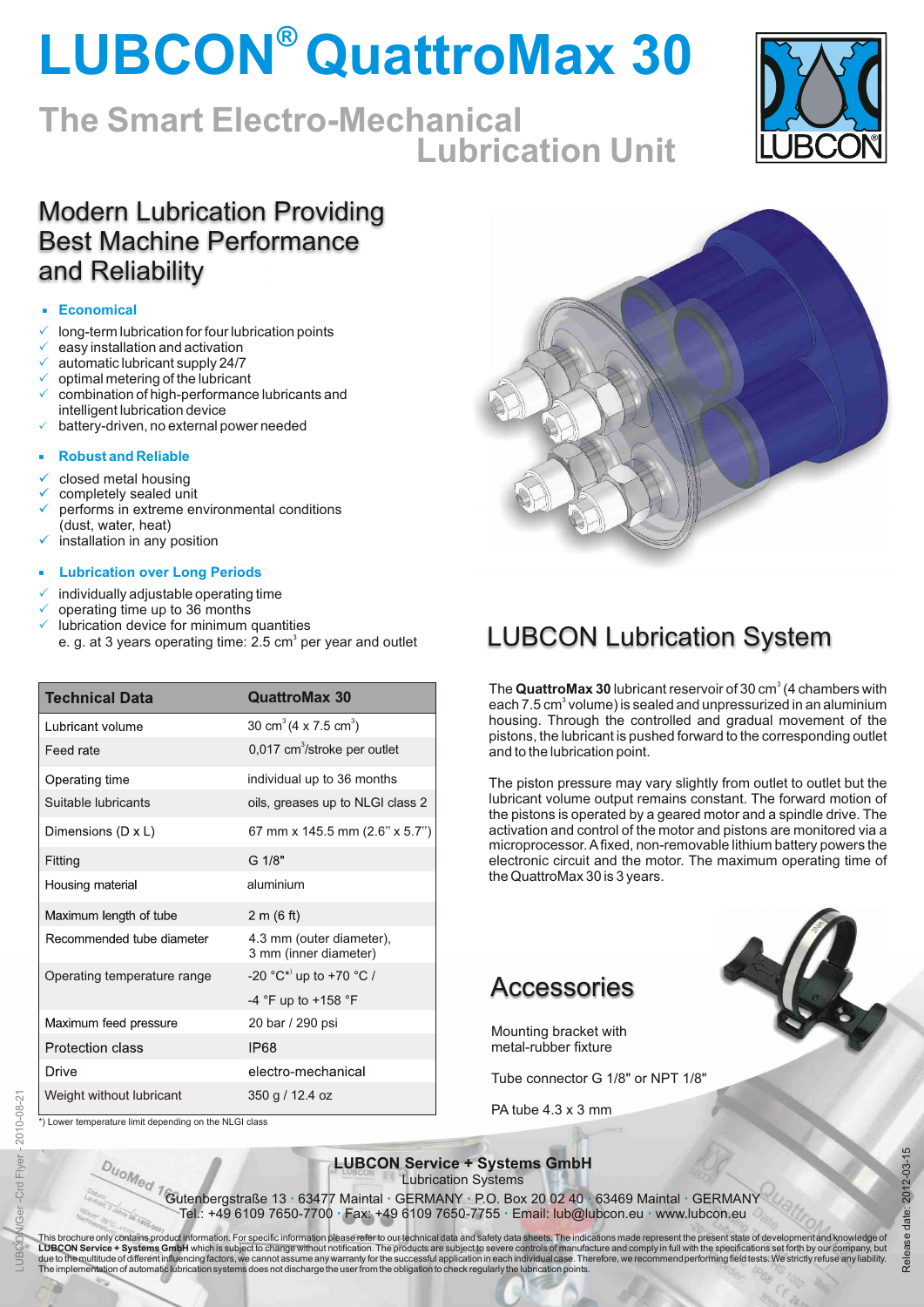# LUBCON® QuattroMax 30

## The Smart Electro-Mechanical Lubrication Unit

## Modern Lubrication Providing Best Machine Performance and Reliability

- **Economical**
  - ✓ long-term lubrication for four lubrication points
  - ✓ easy installation and activation
  - ✓ automatic lubricant supply 24/7
  - ✓ optimal metering of the lubricant
  - ✓ combination of high-performance lubricants and intelligent lubrication device
  - ✓ battery-driven, no external power needed

- **Robust and Reliable**
  - ✓ closed metal housing
  - ✓ completely sealed unit
  - ✓ performs in extreme environmental conditions (dust, water, heat)
  - ✓ installation in any position

- **Lubrication over Long Periods**
  - ✓ individually adjustable operating time
  - ✓ operating time up to 36 months
  - ✓ lubrication device for minimum quantities e. g. at 3 years operating time: 2.5 cm³ per year and outlet

| Technical Data | QuattroMax 30 |
|---|---|
| Lubricant volume | 30 cm³ (4 x 7.5 cm³) |
| Feed rate | 0,017 cm³/stroke per outlet |
| Operating time | individual up to 36 months |
| Suitable lubricants | oils, greases up to NLGI class 2 |
| Dimensions (D x L) | 67 mm x 145.5 mm (2.6" x 5.7") |
| Fitting | G 1/8" |
| Housing material | aluminium |
| Maximum length of tube | 2 m (6 ft) |
| Recommended tube diameter | 4.3 mm (outer diameter), 3 mm (inner diameter) |
| Operating temperature range | -20 °C*) up to +70 °C / -4 °F up to +158 °F |
| Maximum feed pressure | 20 bar / 290 psi |
| Protection class | IP68 |
| Drive | electro-mechanical |
| Weight without lubricant | 350 g / 12.4 oz |

*) Lower temperature limit depending on the NLGI class

## LUBCON Lubrication System

The **QuattroMax 30** lubricant reservoir of 30 cm³ (4 chambers with each 7.5 cm³ volume) is sealed and unpressurized in an aluminium housing. Through the controlled and gradual movement of the pistons, the lubricant is pushed forward to the corresponding outlet and to the lubrication point.

The piston pressure may vary slightly from outlet to outlet but the lubricant volume output remains constant. The forward motion of the pistons is operated by a geared motor and a spindle drive. The activation and control of the motor and pistons are monitored via a microprocessor. A fixed, non-removable lithium battery powers the electronic circuit and the motor. The maximum operating time of the QuattroMax 30 is 3 years.

## Accessories

Mounting bracket with metal-rubber fixture

Tube connector G 1/8" or NPT 1/8"

PA tube 4.3 x 3 mm

**LUBCON Service + Systems GmbH**
Lubrication Systems
Gutenbergstraße 13 · 63477 Maintal · GERMANY · P.O. Box 20 02 40 · 63469 Maintal · GERMANY
Tel.: +49 6109 7650-7700 · Fax: +49 6109 7650-7755 · Email: lub@lubcon.eu · www.lubcon.eu

This brochure only contains product information. For specific information please refer to our technical data and safety data sheets. The indications made represent the present state of development and knowledge of **LUBCON Service + Systems GmbH** which is subject to change without notification. The products are subject to severe controls of manufacture and comply in full with the specifications set forth by our company, but due to the multitude of different influencing factors, we cannot assume any warranty for the successful application in each individual case. Therefore, we recommend performing field tests. We strictly refuse any liability. The implementation of automatic lubrication systems does not discharge the user from the obligation to check regularly the lubrication points.

LUBCON/Ger.-Crd Flyer - 2010-08-21

Release date: 2012-03-15